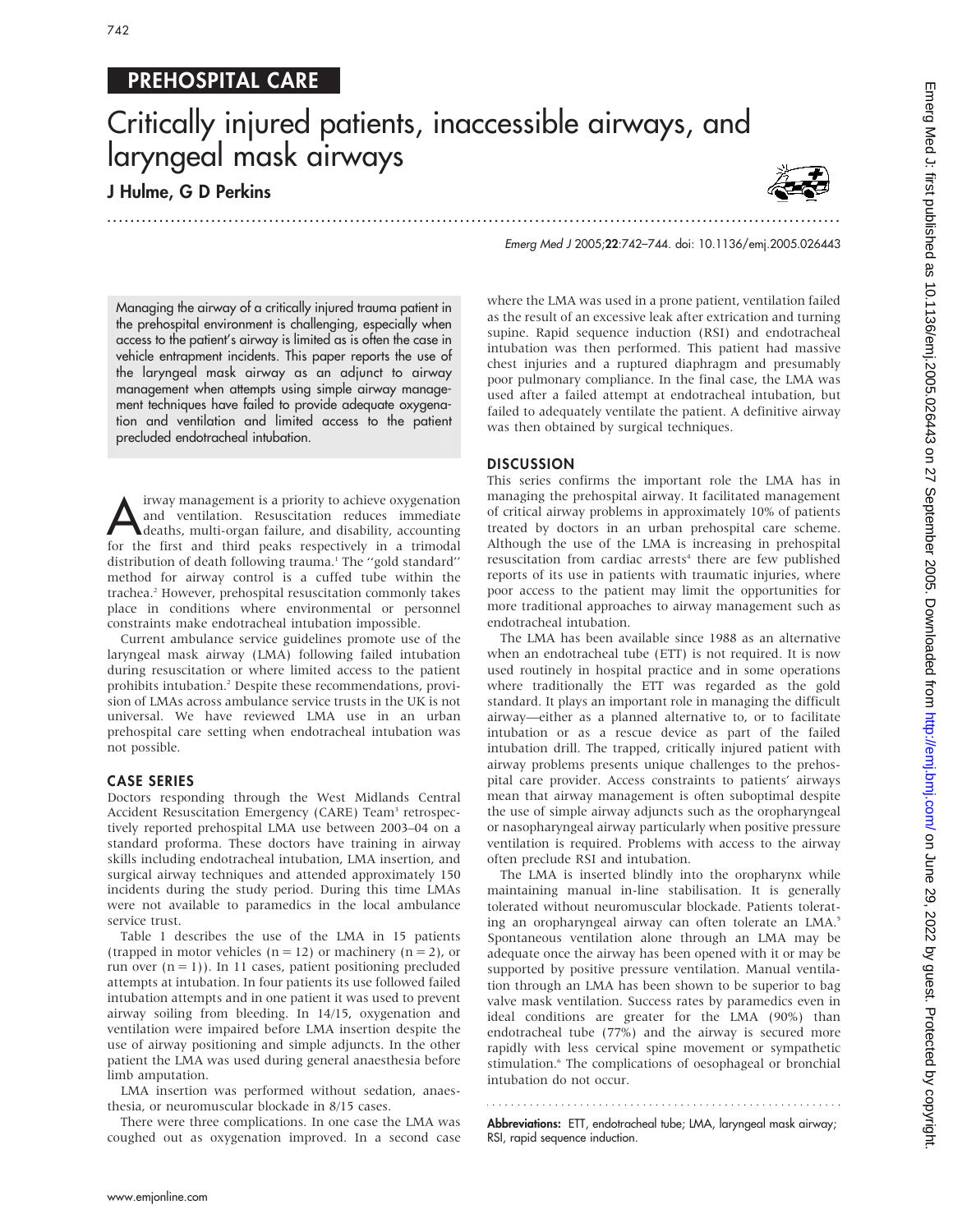PREHOSPITAL CARE

# Critically injured patients, inaccessible airways, and laryngeal mask airways

**J Hulme, G D Perkins**

*Emerg Med J* 2005;**22**:742–744. doi: 10.1136/emj.2005.026443

Managing the airway of a critically injured trauma patient in the prehospital environment is challenging, especially when access to the patient's airway is limited as is often the case in vehicle entrapment incidents. This paper reports the use of the laryngeal mask airway as an adjunct to airway management when attempts using simple airway management techniques have failed to provide adequate oxygenation and ventilation and limited access to the patient precluded endotracheal intubation.

Airway management is a priority to achieve oxygenation and ventilation. Resuscitation reduces immediate deaths, multi-organ failure, and disability, accounting for the first and third peaks respectively in a trimodal distribution of death following trauma.[1] The "gold standard" method for airway control is a cuffed tube within the trachea.[2] However, prehospital resuscitation commonly takes place in conditions where environmental or personnel constraints make endotracheal intubation impossible.

Current ambulance service guidelines promote use of the laryngeal mask airway (LMA) following failed intubation during resuscitation or where limited access to the patient prohibits intubation.[2] Despite these recommendations, provision of LMAs across ambulance service trusts in the UK is not universal. We have reviewed LMA use in an urban prehospital care setting when endotracheal intubation was not possible.

## CASE SERIES

Doctors responding through the West Midlands Central Accident Resuscitation Emergency (CARE) Team[3] retrospectively reported prehospital LMA use between 2003–04 on a standard proforma. These doctors have training in airway skills including endotracheal intubation, LMA insertion, and surgical airway techniques and attended approximately 150 incidents during the study period. During this time LMAs were not available to paramedics in the local ambulance service trust.

Table 1 describes the use of the LMA in 15 patients (trapped in motor vehicles (n = 12) or machinery (n = 2), or run over (n = 1)). In 11 cases, patient positioning precluded attempts at intubation. In four patients its use followed failed intubation attempts and in one patient it was used to prevent airway soiling from bleeding. In 14/15, oxygenation and ventilation were impaired before LMA insertion despite the use of airway positioning and simple adjuncts. In the other patient the LMA was used during general anaesthesia before limb amputation.

LMA insertion was performed without sedation, anaesthesia, or neuromuscular blockade in 8/15 cases.

There were three complications. In one case the LMA was coughed out as oxygenation improved. In a second case where the LMA was used in a prone patient, ventilation failed as the result of an excessive leak after extrication and turning supine. Rapid sequence induction (RSI) and endotracheal intubation was then performed. This patient had massive chest injuries and a ruptured diaphragm and presumably poor pulmonary compliance. In the final case, the LMA was used after a failed attempt at endotracheal intubation, but failed to adequately ventilate the patient. A definitive airway was then obtained by surgical techniques.

## DISCUSSION

This series confirms the important role the LMA has in managing the prehospital airway. It facilitated management of critical airway problems in approximately 10% of patients treated by doctors in an urban prehospital care scheme. Although the use of the LMA is increasing in prehospital resuscitation from cardiac arrests[4] there are few published reports of its use in patients with traumatic injuries, where poor access to the patient may limit the opportunities for more traditional approaches to airway management such as endotracheal intubation.

The LMA has been available since 1988 as an alternative when an endotracheal tube (ETT) is not required. It is now used routinely in hospital practice and in some operations where traditionally the ETT was regarded as the gold standard. It plays an important role in managing the difficult airway—either as a planned alternative to, or to facilitate intubation or as a rescue device as part of the failed intubation drill. The trapped, critically injured patient with airway problems presents unique challenges to the prehospital care provider. Access constraints to patients' airways mean that airway management is often suboptimal despite the use of simple airway adjuncts such as the oropharyngeal or nasopharyngeal airway particularly when positive pressure ventilation is required. Problems with access to the airway often preclude RSI and intubation.

The LMA is inserted blindly into the oropharynx while maintaining manual in-line stabilisation. It is generally tolerated without neuromuscular blockade. Patients tolerating an oropharyngeal airway can often tolerate an LMA.[5] Spontaneous ventilation alone through an LMA may be adequate once the airway has been opened with it or may be supported by positive pressure ventilation. Manual ventilation through an LMA has been shown to be superior to bag valve mask ventilation. Success rates by paramedics even in ideal conditions are greater for the LMA (90%) than endotracheal tube (77%) and the airway is secured more rapidly with less cervical spine movement or sympathetic stimulation.[6] The complications of oesophageal or bronchial intubation do not occur.

**Abbreviations:** ETT, endotracheal tube; LMA, laryngeal mask airway; RSI, rapid sequence induction.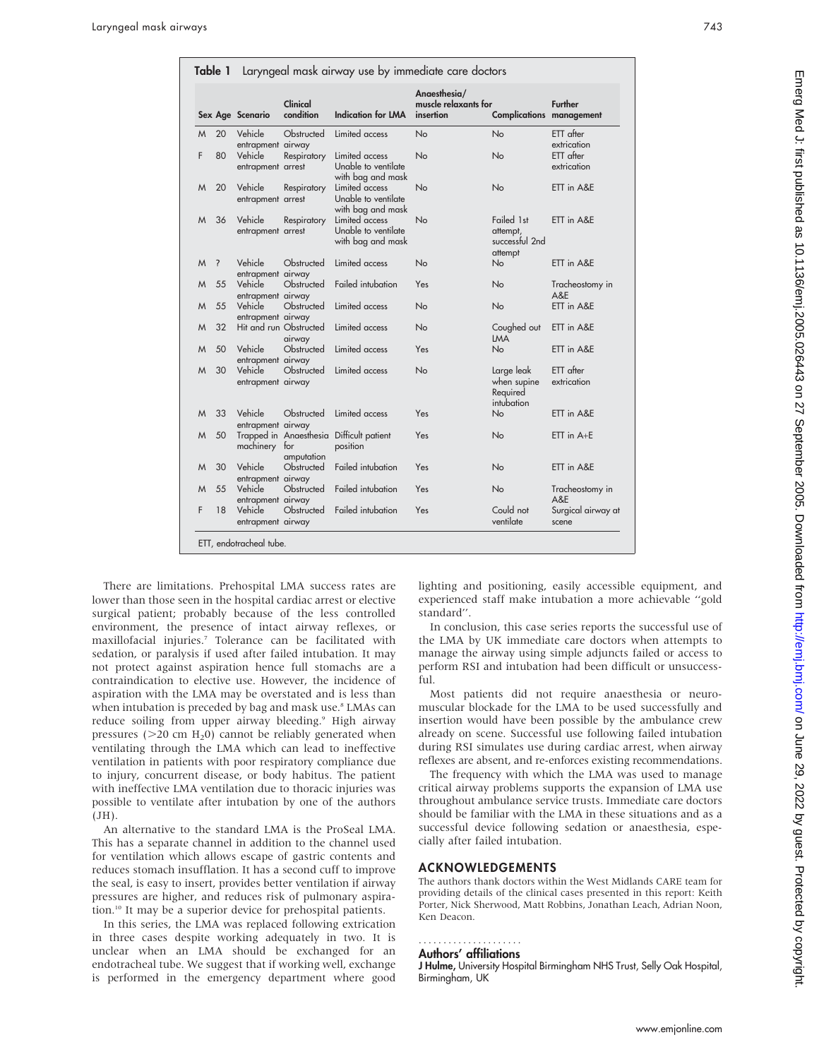**Table 1** Laryngeal mask airway use by immediate care doctors

| Sex | Age | Scenario | Clinical condition | Indication for LMA | Anaesthesia/ muscle relaxants for insertion | Complications | Further management |
|---|---|---|---|---|---|---|---|
| M | 20 | Vehicle entrapment | Obstructed airway | Limited access | No | No | ETT after extrication |
| F | 80 | Vehicle entrapment | Respiratory arrest | Limited access Unable to ventilate with bag and mask | No | No | ETT after extrication |
| M | 20 | Vehicle entrapment | Respiratory arrest | Limited access Unable to ventilate with bag and mask | No | No | ETT in A&E |
| M | 36 | Vehicle entrapment | Respiratory arrest | Limited access Unable to ventilate with bag and mask | No | Failed 1st attempt, successful 2nd attempt | ETT in A&E |
| M | ? | Vehicle entrapment | Obstructed airway | Limited access | No | No | ETT in A&E |
| M | 55 | Vehicle entrapment | Obstructed airway | Failed intubation | Yes | No | Tracheostomy in A&E |
| M | 55 | Vehicle entrapment | Obstructed airway | Limited access | No | No | ETT in A&E |
| M | 32 | Hit and run | Obstructed airway | Limited access | No | Coughed out LMA | ETT in A&E |
| M | 50 | Vehicle entrapment | Obstructed airway | Limited access | Yes | No | ETT in A&E |
| M | 30 | Vehicle entrapment | Obstructed airway | Limited access | No | Large leak when supine Required intubation | ETT after extrication |
| M | 33 | Vehicle entrapment | Obstructed airway | Limited access | Yes | No | ETT in A&E |
| M | 50 | Trapped in machinery | Anaesthesia for amputation | Difficult patient position | Yes | No | ETT in A+E |
| M | 30 | Vehicle entrapment | Obstructed airway | Failed intubation | Yes | No | ETT in A&E |
| M | 55 | Vehicle entrapment | Obstructed airway | Failed intubation | Yes | No | Tracheostomy in A&E |
| F | 18 | Vehicle entrapment | Obstructed airway | Failed intubation | Yes | Could not ventilate | Surgical airway at scene |

ETT, endotracheal tube.

There are limitations. Prehospital LMA success rates are lower than those seen in the hospital cardiac arrest or elective surgical patient; probably because of the less controlled environment, the presence of intact airway reflexes, or maxillofacial injuries.[7] Tolerance can be facilitated with sedation, or paralysis if used after failed intubation. It may not protect against aspiration hence full stomachs are a contraindication to elective use. However, the incidence of aspiration with the LMA may be overstated and is less than when intubation is preceded by bag and mask use.[8] LMAs can reduce soiling from upper airway bleeding.[9] High airway pressures (>20 cm $H_20$) cannot be reliably generated when ventilating through the LMA which can lead to ineffective ventilation in patients with poor respiratory compliance due to injury, concurrent disease, or body habitus. The patient with ineffective LMA ventilation due to thoracic injuries was possible to ventilate after intubation by one of the authors (JH).

An alternative to the standard LMA is the ProSeal LMA. This has a separate channel in addition to the channel used for ventilation which allows escape of gastric contents and reduces stomach insufflation. It has a second cuff to improve the seal, is easy to insert, provides better ventilation if airway pressures are higher, and reduces risk of pulmonary aspiration.[10] It may be a superior device for prehospital patients.

In this series, the LMA was replaced following extrication in three cases despite working adequately in two. It is unclear when an LMA should be exchanged for an endotracheal tube. We suggest that if working well, exchange is performed in the emergency department where good lighting and positioning, easily accessible equipment, and experienced staff make intubation a more achievable "gold standard".

In conclusion, this case series reports the successful use of the LMA by UK immediate care doctors when attempts to manage the airway using simple adjuncts failed or attempts to perform RSI and intubation had been difficult or unsuccessful.

Most patients did not require anaesthesia or neuromuscular blockade for the LMA to be used successfully and insertion would have been possible by the ambulance crew already on scene. Successful use following failed intubation during RSI simulates use during cardiac arrest, when airway reflexes are absent, and re-enforces existing recommendations.

The frequency with which the LMA was used to manage critical airway problems supports the expansion of LMA use throughout ambulance service trusts. Immediate care doctors should be familiar with the LMA in these situations and as a successful device following sedation or anaesthesia, especially after failed intubation.

## ACKNOWLEDGEMENTS

The authors thank doctors within the West Midlands CARE team for providing details of the clinical cases presented in this report: Keith Porter, Nick Sherwood, Matt Robbins, Jonathan Leach, Adrian Noon, Ken Deacon.

### Authors' affiliations

**J Hulme,** University Hospital Birmingham NHS Trust, Selly Oak Hospital, Birmingham, UK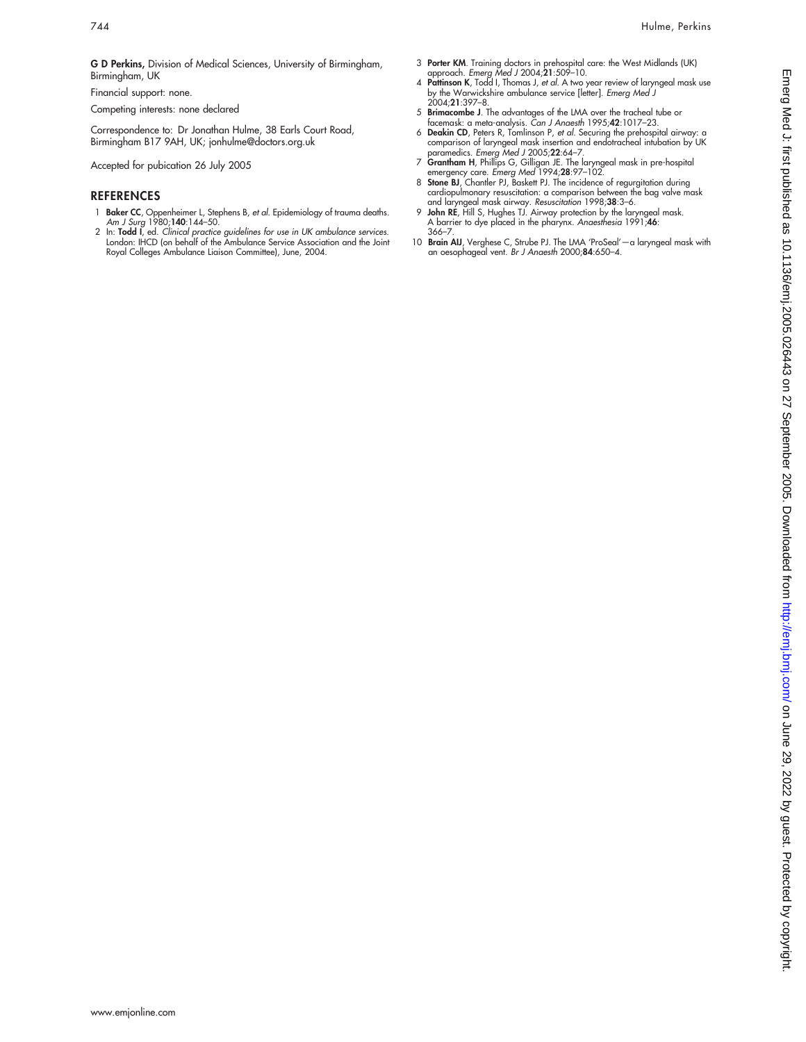**G D Perkins,** Division of Medical Sciences, University of Birmingham, Birmingham, UK

Financial support: none.

Competing interests: none declared

Correspondence to: Dr Jonathan Hulme, 38 Earls Court Road, Birmingham B17 9AH, UK; jonhulme@doctors.org.uk

Accepted for pubication 26 July 2005

## REFERENCES

1. **Baker CC**, Oppenheimer L, Stephens B, *et al*. Epidemiology of trauma deaths. *Am J Surg* 1980;**140**:144–50.
2. In: **Todd I**, ed. *Clinical practice guidelines for use in UK ambulance services*. London: IHCD (on behalf of the Ambulance Service Association and the Joint Royal Colleges Ambulance Liaison Committee), June, 2004.
3. **Porter KM**. Training doctors in prehospital care: the West Midlands (UK) approach. *Emerg Med J* 2004;**21**:509–10.
4. **Pattinson K**, Todd I, Thomas J, *et al*. A two year review of laryngeal mask use by the Warwickshire ambulance service [letter]. *Emerg Med J* 2004;**21**:397–8.
5. **Brimacombe J**. The advantages of the LMA over the tracheal tube or facemask: a meta-analysis. *Can J Anaesth* 1995;**42**:1017–23.
6. **Deakin CD**, Peters R, Tomlinson P, *et al*. Securing the prehospital airway: a comparison of laryngeal mask insertion and endotracheal intubation by UK paramedics. *Emerg Med J* 2005;**22**:64–7.
7. **Grantham H**, Phillips G, Gilligan JE. The laryngeal mask in pre-hospital emergency care. *Emerg Med* 1994;**28**:97–102.
8. **Stone BJ**, Chantler PJ, Baskett PJ. The incidence of regurgitation during cardiopulmonary resuscitation: a comparison between the bag valve mask and laryngeal mask airway. *Resuscitation* 1998;**38**:3–6.
9. **John RE**, Hill S, Hughes TJ. Airway protection by the laryngeal mask. A barrier to dye placed in the pharynx. *Anaesthesia* 1991;**46**: 366–7.
10. **Brain AIJ**, Verghese C, Strube PJ. The LMA 'ProSeal'—a laryngeal mask with an oesophageal vent. *Br J Anaesth* 2000;**84**:650–4.